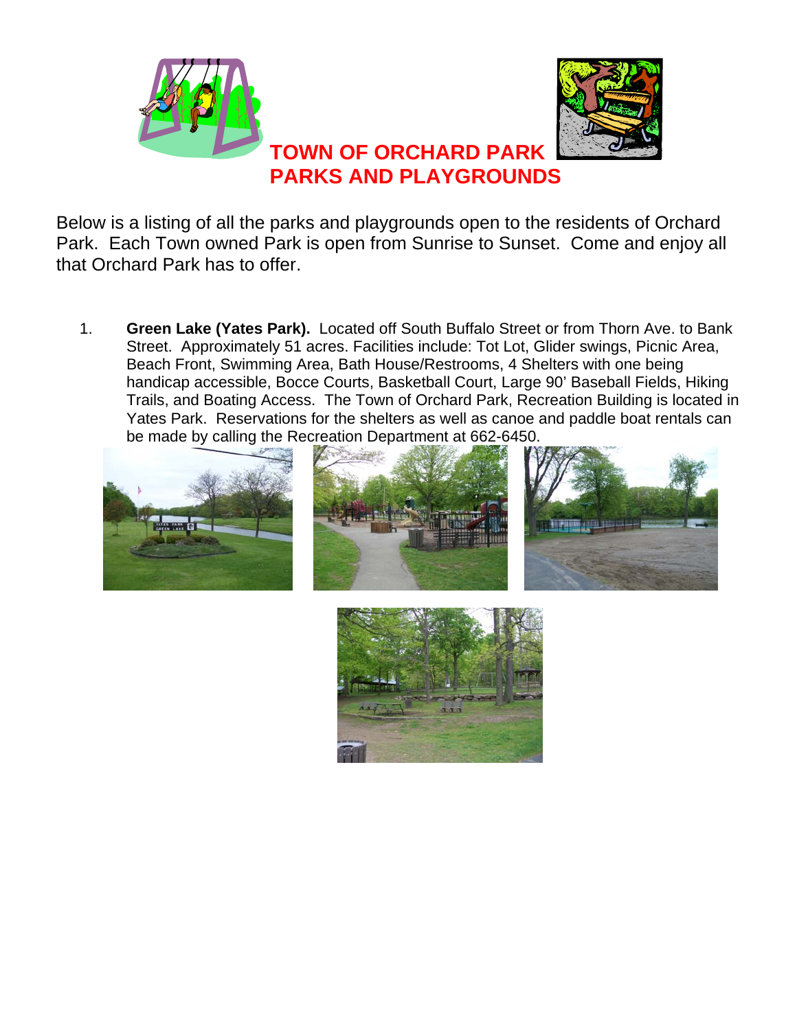# TOWN OF ORCHARD PARK PARKS AND PLAYGROUNDS

Below is a listing of all the parks and playgrounds open to the residents of Orchard Park. Each Town owned Park is open from Sunrise to Sunset. Come and enjoy all that Orchard Park has to offer.

1. **Green Lake (Yates Park).** Located off South Buffalo Street or from Thorn Ave. to Bank Street. Approximately 51 acres. Facilities include: Tot Lot, Glider swings, Picnic Area, Beach Front, Swimming Area, Bath House/Restrooms, 4 Shelters with one being handicap accessible, Bocce Courts, Basketball Court, Large 90' Baseball Fields, Hiking Trails, and Boating Access. The Town of Orchard Park, Recreation Building is located in Yates Park. Reservations for the shelters as well as canoe and paddle boat rentals can be made by calling the Recreation Department at 662-6450.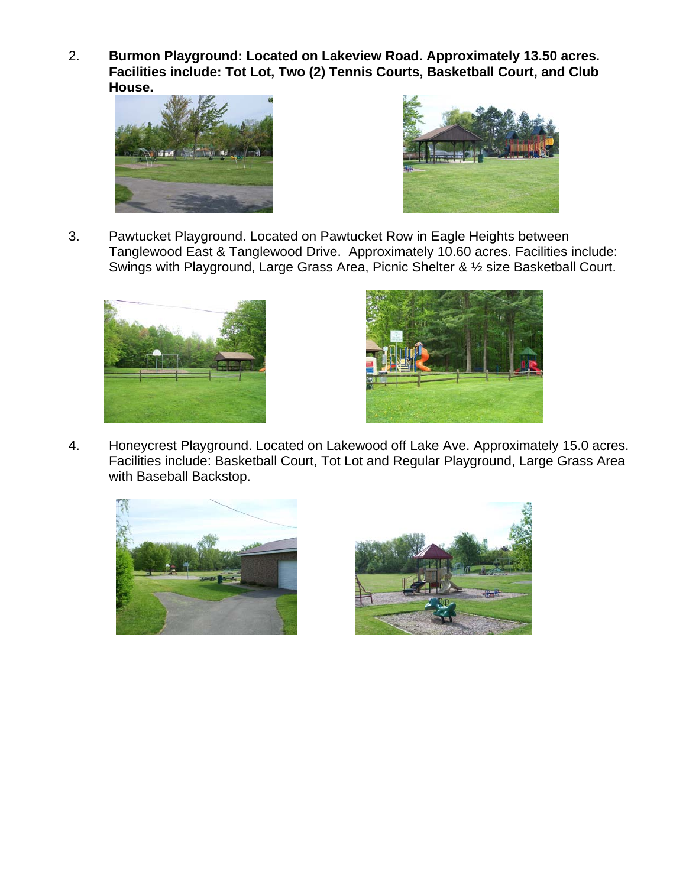2. **Burmon Playground: Located on Lakeview Road. Approximately 13.50 acres. Facilities include: Tot Lot, Two (2) Tennis Courts, Basketball Court, and Club House.**

3. Pawtucket Playground. Located on Pawtucket Row in Eagle Heights between Tanglewood East & Tanglewood Drive. Approximately 10.60 acres. Facilities include: Swings with Playground, Large Grass Area, Picnic Shelter & ½ size Basketball Court.

4. Honeycrest Playground. Located on Lakewood off Lake Ave. Approximately 15.0 acres. Facilities include: Basketball Court, Tot Lot and Regular Playground, Large Grass Area with Baseball Backstop.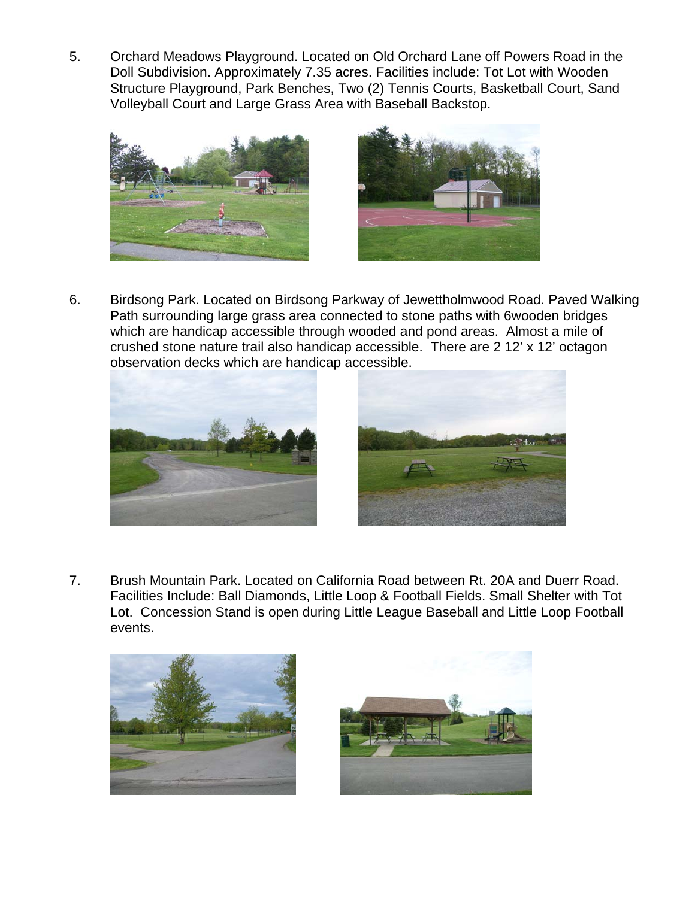5. Orchard Meadows Playground. Located on Old Orchard Lane off Powers Road in the Doll Subdivision. Approximately 7.35 acres. Facilities include: Tot Lot with Wooden Structure Playground, Park Benches, Two (2) Tennis Courts, Basketball Court, Sand Volleyball Court and Large Grass Area with Baseball Backstop.

6. Birdsong Park. Located on Birdsong Parkway of Jewettholmwood Road. Paved Walking Path surrounding large grass area connected to stone paths with 6wooden bridges which are handicap accessible through wooded and pond areas. Almost a mile of crushed stone nature trail also handicap accessible. There are 2 12' x 12' octagon observation decks which are handicap accessible.

7. Brush Mountain Park. Located on California Road between Rt. 20A and Duerr Road. Facilities Include: Ball Diamonds, Little Loop & Football Fields. Small Shelter with Tot Lot. Concession Stand is open during Little League Baseball and Little Loop Football events.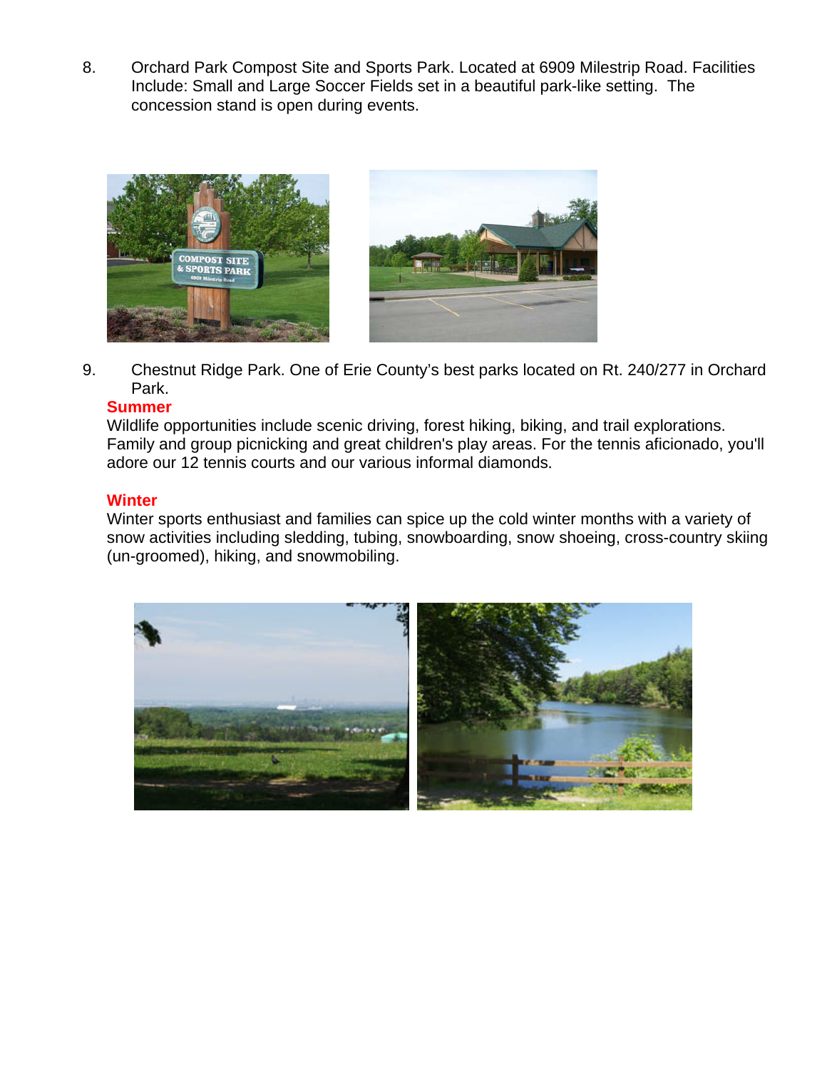8. Orchard Park Compost Site and Sports Park. Located at 6909 Milestrip Road. Facilities Include: Small and Large Soccer Fields set in a beautiful park-like setting. The concession stand is open during events.

9. Chestnut Ridge Park. One of Erie County's best parks located on Rt. 240/277 in Orchard Park.

**Summer**

Wildlife opportunities include scenic driving, forest hiking, biking, and trail explorations. Family and group picnicking and great children's play areas. For the tennis aficionado, you'll adore our 12 tennis courts and our various informal diamonds.

**Winter**

Winter sports enthusiast and families can spice up the cold winter months with a variety of snow activities including sledding, tubing, snowboarding, snow shoeing, cross-country skiing (un-groomed), hiking, and snowmobiling.